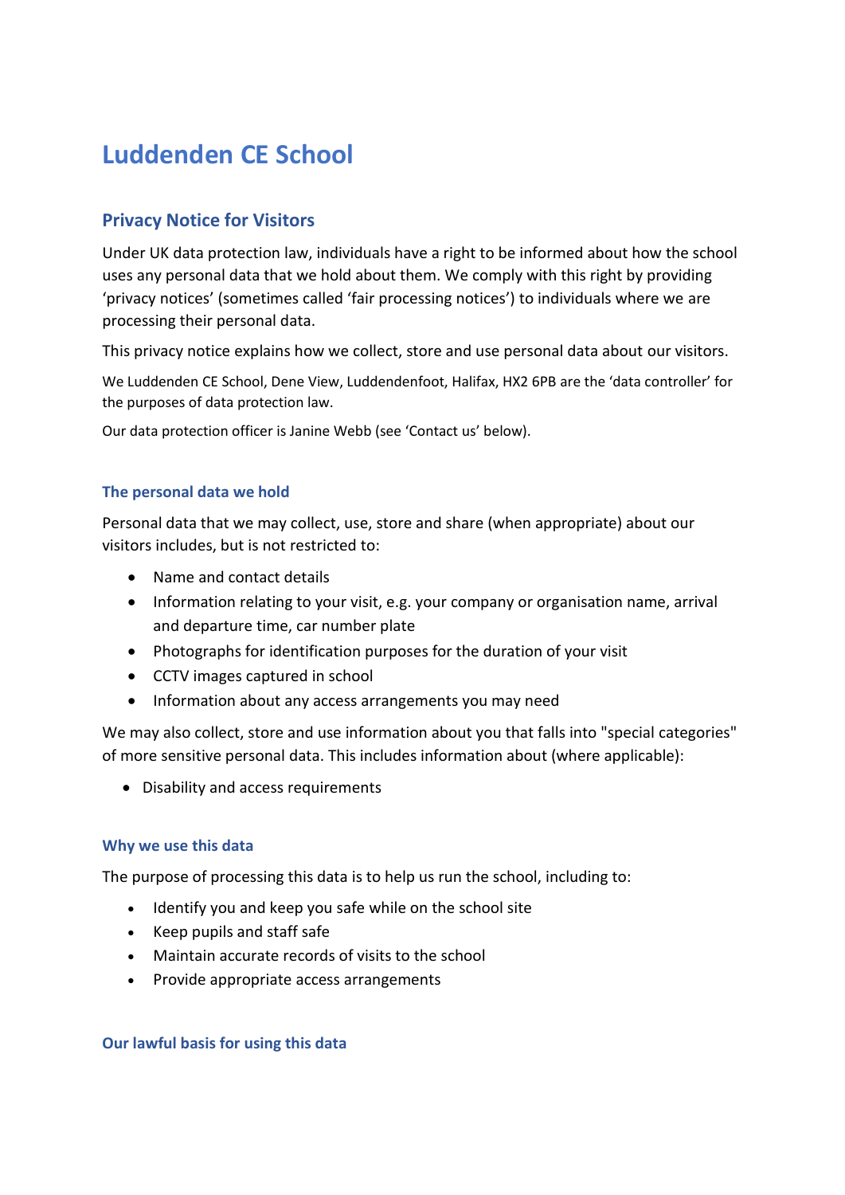# Luddenden CE School

## Privacy Notice for Visitors

Under UK data protection law, individuals have a right to be informed about how the school uses any personal data that we hold about them. We comply with this right by providing 'privacy notices' (sometimes called 'fair processing notices') to individuals where we are processing their personal data.

This privacy notice explains how we collect, store and use personal data about our visitors.

We Luddenden CE School, Dene View, Luddendenfoot, Halifax, HX2 6PB are the 'data controller' for the purposes of data protection law.

Our data protection officer is Janine Webb (see 'Contact us' below).

### The personal data we hold

Personal data that we may collect, use, store and share (when appropriate) about our visitors includes, but is not restricted to:

- Name and contact details
- Information relating to your visit, e.g. your company or organisation name, arrival and departure time, car number plate
- Photographs for identification purposes for the duration of your visit
- CCTV images captured in school
- Information about any access arrangements you may need

We may also collect, store and use information about you that falls into "special categories" of more sensitive personal data. This includes information about (where applicable):

- Disability and access requirements

### Why we use this data

The purpose of processing this data is to help us run the school, including to:

- Identify you and keep you safe while on the school site
- Keep pupils and staff safe
- Maintain accurate records of visits to the school
- Provide appropriate access arrangements

### Our lawful basis for using this data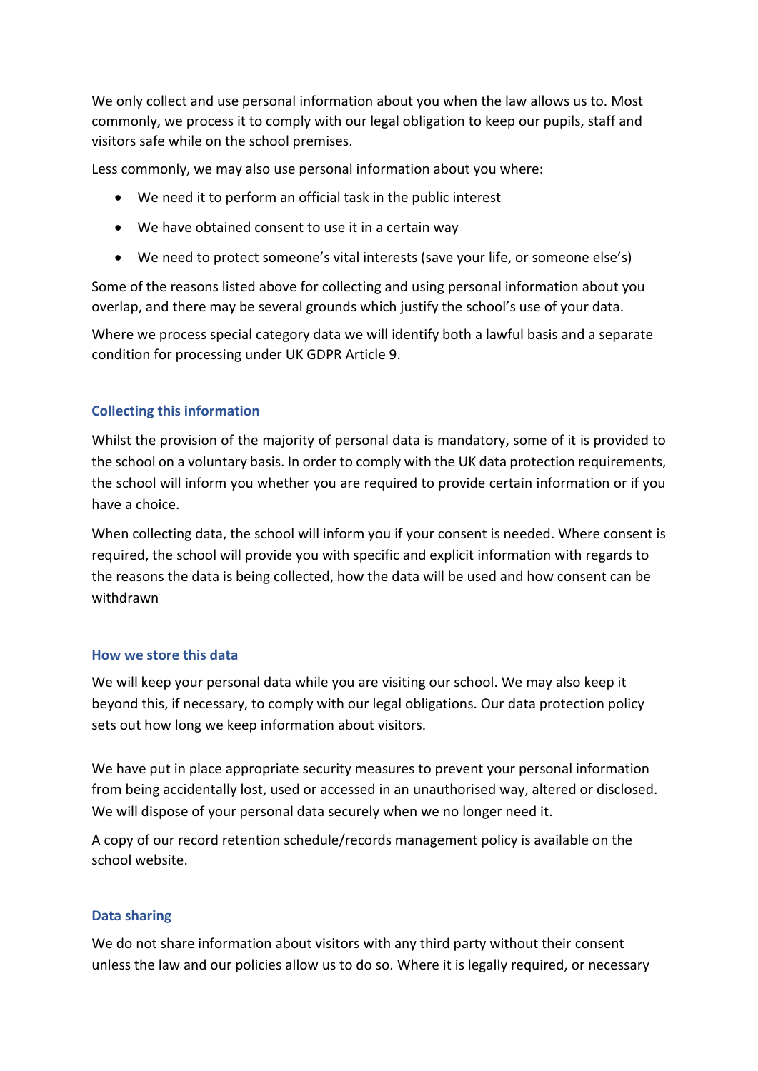We only collect and use personal information about you when the law allows us to. Most commonly, we process it to comply with our legal obligation to keep our pupils, staff and visitors safe while on the school premises.

Less commonly, we may also use personal information about you where:

- We need it to perform an official task in the public interest
- We have obtained consent to use it in a certain way
- We need to protect someone's vital interests (save your life, or someone else's)

Some of the reasons listed above for collecting and using personal information about you overlap, and there may be several grounds which justify the school's use of your data.

Where we process special category data we will identify both a lawful basis and a separate condition for processing under UK GDPR Article 9.

### Collecting this information

Whilst the provision of the majority of personal data is mandatory, some of it is provided to the school on a voluntary basis. In order to comply with the UK data protection requirements, the school will inform you whether you are required to provide certain information or if you have a choice.

When collecting data, the school will inform you if your consent is needed. Where consent is required, the school will provide you with specific and explicit information with regards to the reasons the data is being collected, how the data will be used and how consent can be withdrawn

### How we store this data

We will keep your personal data while you are visiting our school. We may also keep it beyond this, if necessary, to comply with our legal obligations. Our data protection policy sets out how long we keep information about visitors.

We have put in place appropriate security measures to prevent your personal information from being accidentally lost, used or accessed in an unauthorised way, altered or disclosed. We will dispose of your personal data securely when we no longer need it.

A copy of our record retention schedule/records management policy is available on the school website.

### Data sharing

We do not share information about visitors with any third party without their consent unless the law and our policies allow us to do so. Where it is legally required, or necessary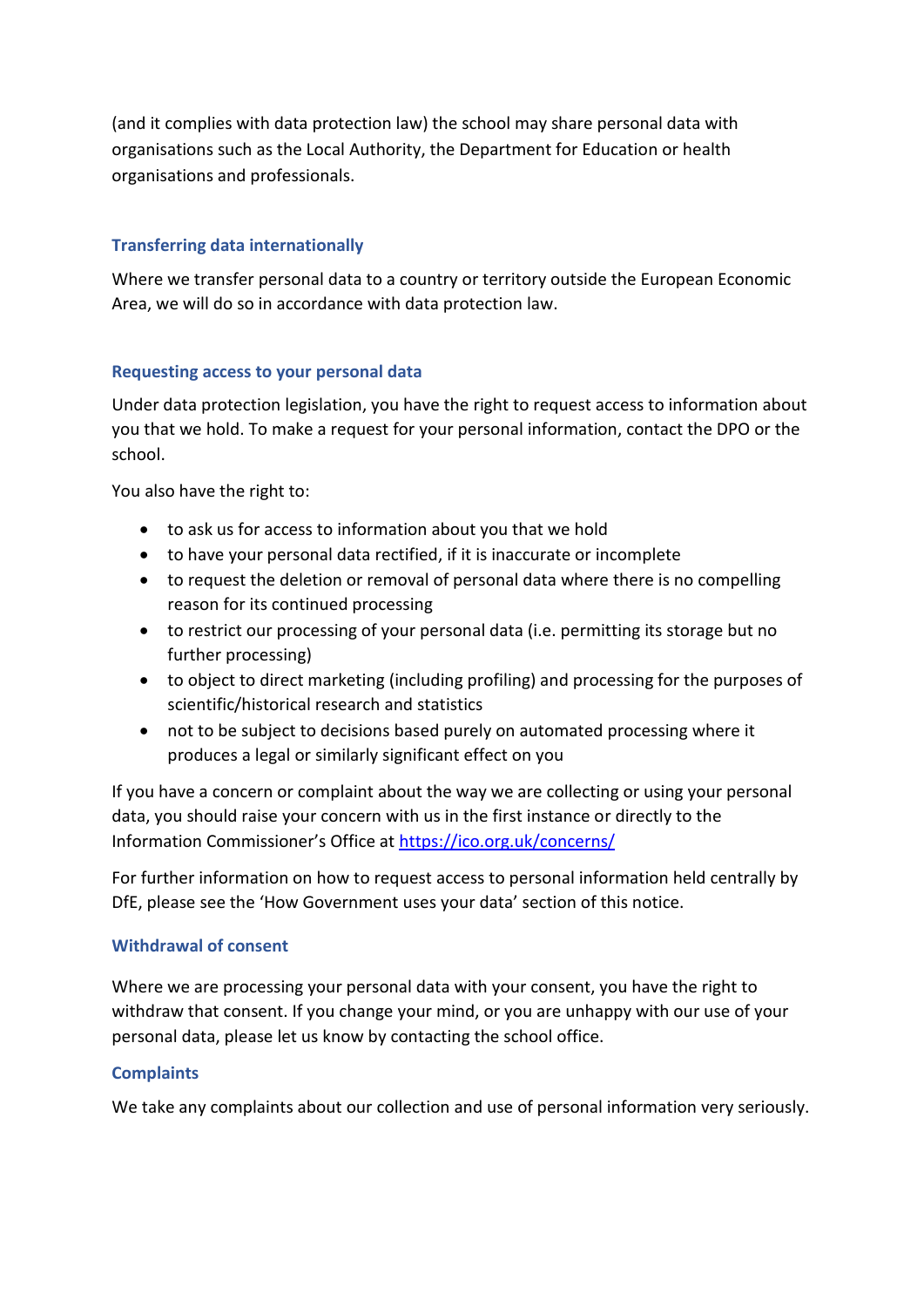(and it complies with data protection law) the school may share personal data with organisations such as the Local Authority, the Department for Education or health organisations and professionals.

### Transferring data internationally

Where we transfer personal data to a country or territory outside the European Economic Area, we will do so in accordance with data protection law.

### Requesting access to your personal data

Under data protection legislation, you have the right to request access to information about you that we hold. To make a request for your personal information, contact the DPO or the school.

You also have the right to:

- to ask us for access to information about you that we hold
- to have your personal data rectified, if it is inaccurate or incomplete
- to request the deletion or removal of personal data where there is no compelling reason for its continued processing
- to restrict our processing of your personal data (i.e. permitting its storage but no further processing)
- to object to direct marketing (including profiling) and processing for the purposes of scientific/historical research and statistics
- not to be subject to decisions based purely on automated processing where it produces a legal or similarly significant effect on you

If you have a concern or complaint about the way we are collecting or using your personal data, you should raise your concern with us in the first instance or directly to the Information Commissioner's Office at [https://ico.org.uk/concerns/](https://ico.org.uk/concerns/)

For further information on how to request access to personal information held centrally by DfE, please see the 'How Government uses your data' section of this notice.

### Withdrawal of consent

Where we are processing your personal data with your consent, you have the right to withdraw that consent. If you change your mind, or you are unhappy with our use of your personal data, please let us know by contacting the school office.

### Complaints

We take any complaints about our collection and use of personal information very seriously.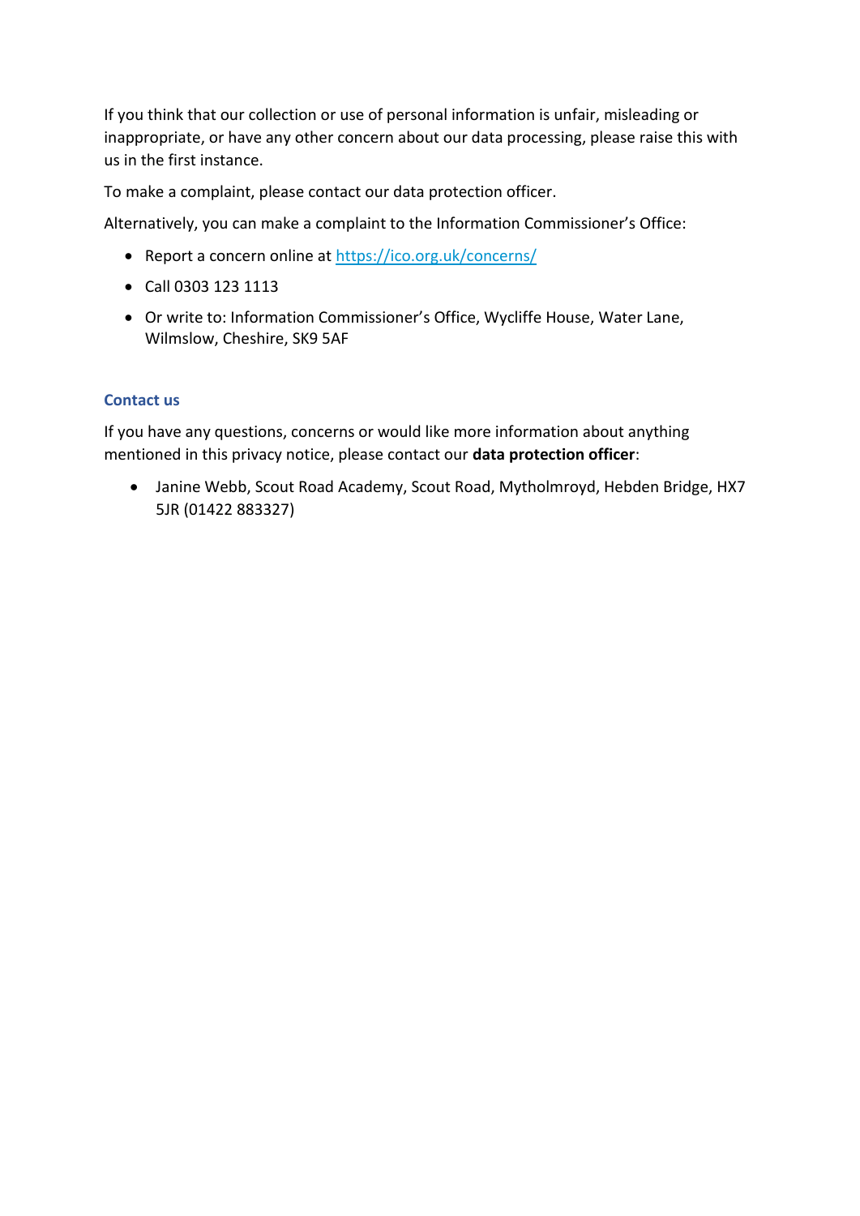If you think that our collection or use of personal information is unfair, misleading or inappropriate, or have any other concern about our data processing, please raise this with us in the first instance.

To make a complaint, please contact our data protection officer.

Alternatively, you can make a complaint to the Information Commissioner's Office:

- Report a concern online at https://ico.org.uk/concerns/
- Call 0303 123 1113
- Or write to: Information Commissioner's Office, Wycliffe House, Water Lane, Wilmslow, Cheshire, SK9 5AF

### Contact us

If you have any questions, concerns or would like more information about anything mentioned in this privacy notice, please contact our **data protection officer**:

- Janine Webb, Scout Road Academy, Scout Road, Mytholmroyd, Hebden Bridge, HX7 5JR (01422 883327)